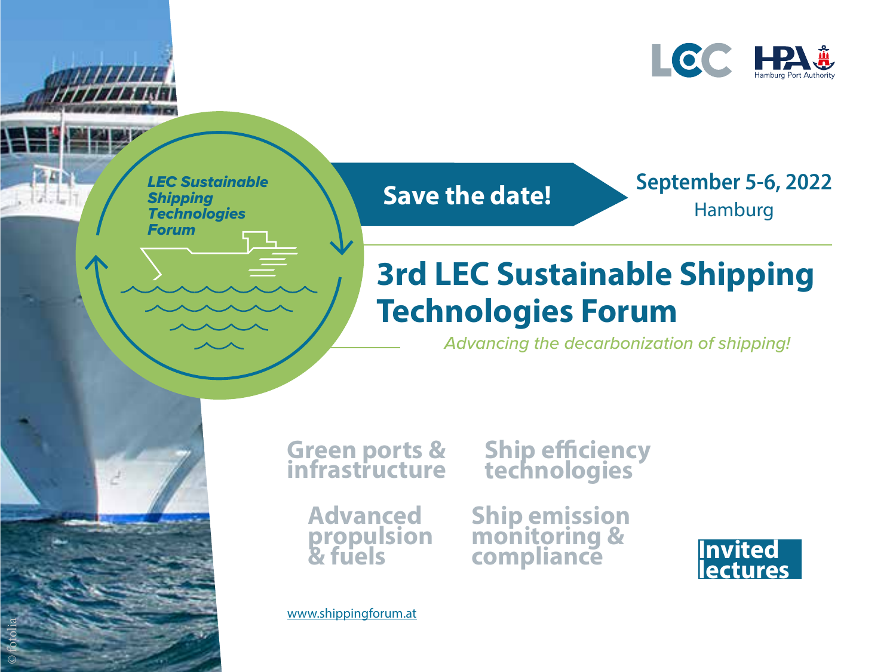LEC Sustainable Shipping Technologies Forum

**Save the date!**

**September 5-6, 2022**
Hamburg

# 3rd LEC Sustainable Shipping Technologies Forum

*Advancing the decarbonization of shipping!*

**Green ports & infrastructure**

**Ship efficiency technologies**

**Advanced propulsion & fuels**

**Ship emission monitoring & compliance**

**Invited lectures**

www.shippingforum.at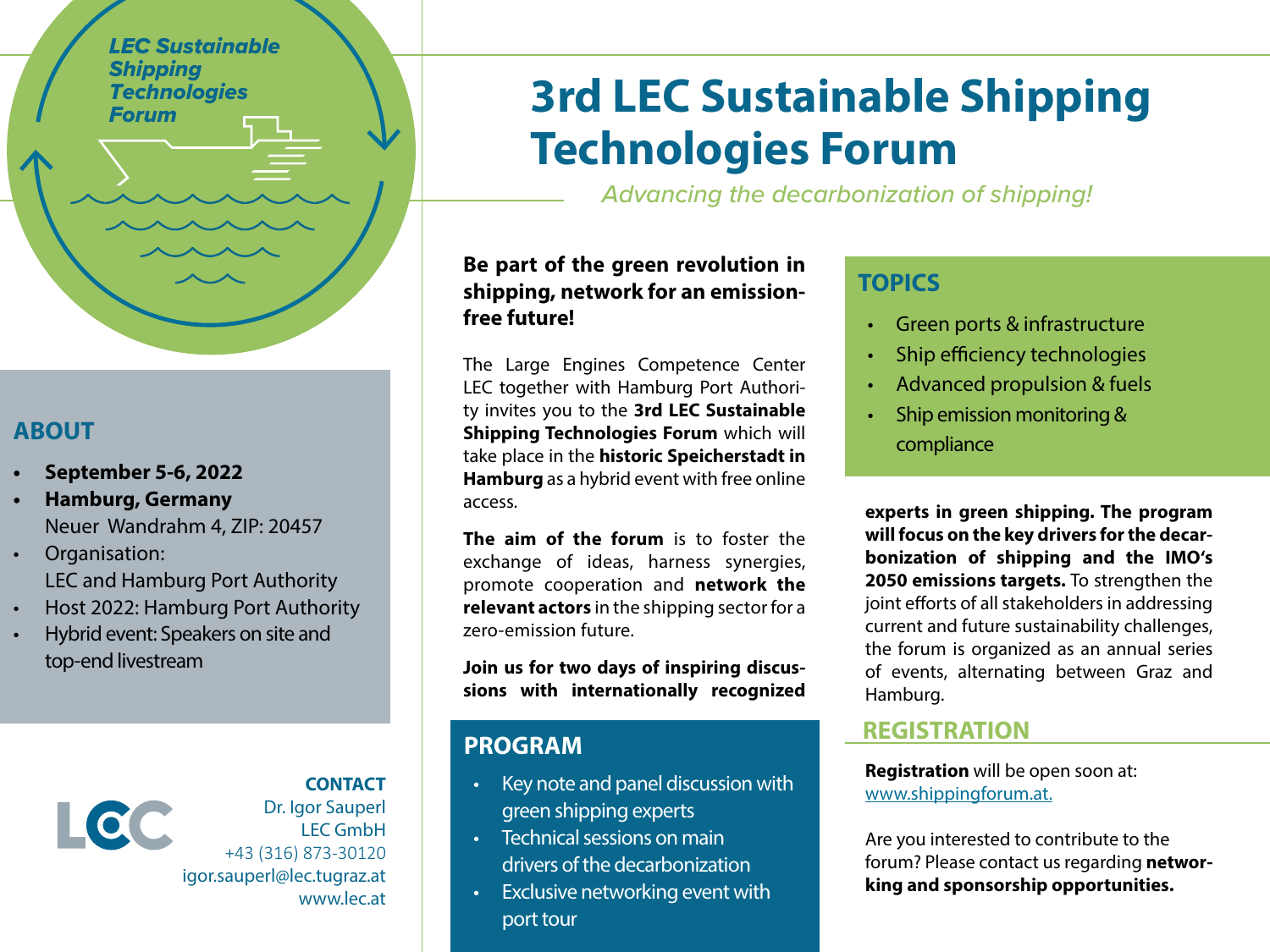LEC Sustainable Shipping Technologies Forum

# 3rd LEC Sustainable Shipping Technologies Forum

*Advancing the decarbonization of shipping!*

## ABOUT

- **September 5-6, 2022**
- **Hamburg, Germany**
  Neuer Wandrahm 4, ZIP: 20457
- Organisation:
  LEC and Hamburg Port Authority
- Host 2022: Hamburg Port Authority
- Hybrid event: Speakers on site and top-end livestream

**Be part of the green revolution in shipping, network for an emission-free future!**

The Large Engines Competence Center LEC together with Hamburg Port Authority invites you to the **3rd LEC Sustainable Shipping Technologies Forum** which will take place in the **historic Speicherstadt in Hamburg** as a hybrid event with free online access.

**The aim of the forum** is to foster the exchange of ideas, harness synergies, promote cooperation and **network the relevant actors** in the shipping sector for a zero-emission future.

**Join us for two days of inspiring discussions with internationally recognized experts in green shipping. The program will focus on the key drivers for the decarbonization of shipping and the IMO's 2050 emissions targets.** To strengthen the joint efforts of all stakeholders in addressing current and future sustainability challenges, the forum is organized as an annual series of events, alternating between Graz and Hamburg.

## TOPICS

- Green ports & infrastructure
- Ship efficiency technologies
- Advanced propulsion & fuels
- Ship emission monitoring & compliance

## PROGRAM

- Key note and panel discussion with green shipping experts
- Technical sessions on main drivers of the decarbonization
- Exclusive networking event with port tour

## REGISTRATION

**Registration** will be open soon at: www.shippingforum.at.

Are you interested to contribute to the forum? Please contact us regarding **networking and sponsorship opportunities.**

## CONTACT

Dr. Igor Sauperl
LEC GmbH
+43 (316) 873-30120
igor.sauperl@lec.tugraz.at
www.lec.at